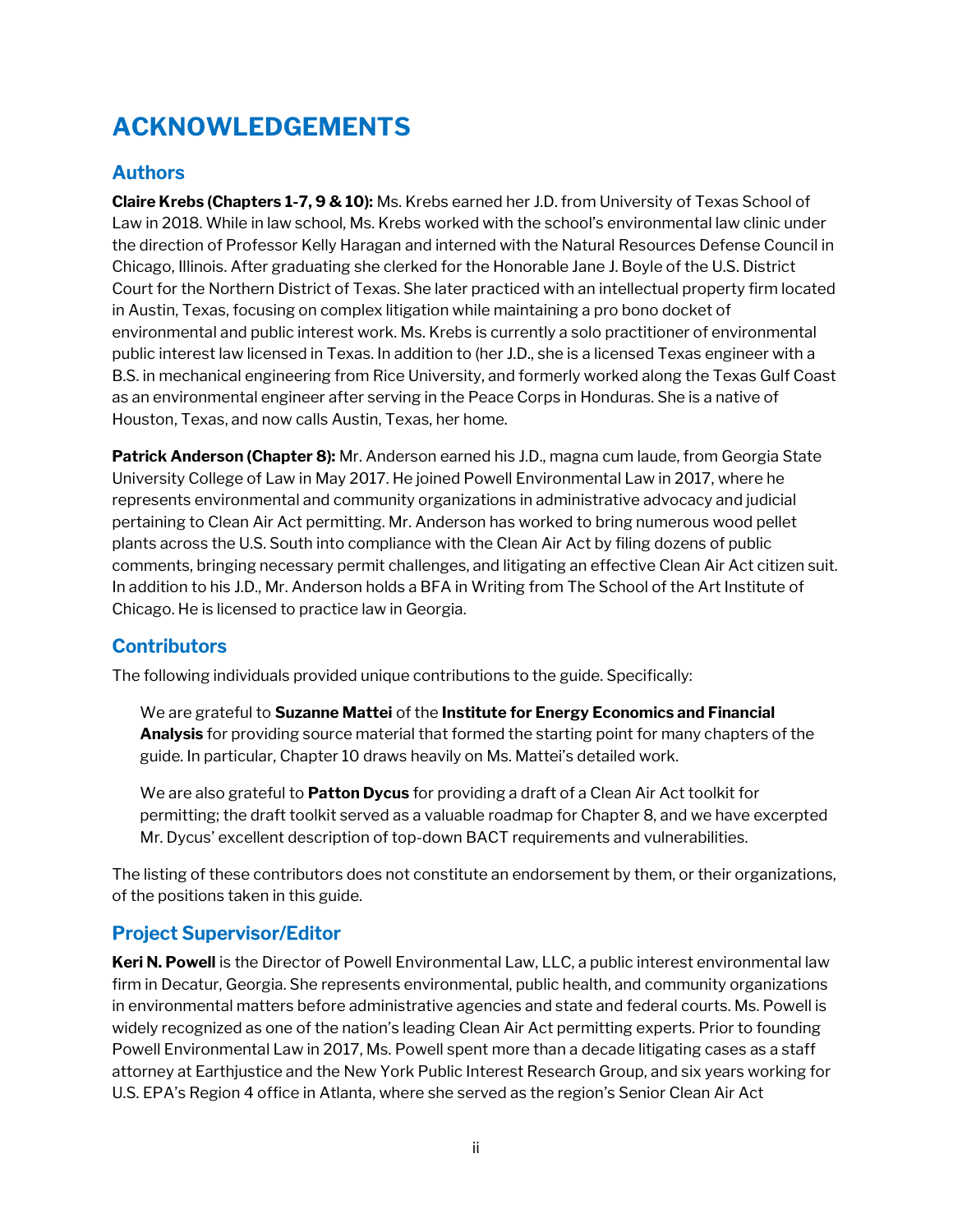# ACKNOWLEDGEMENTS

## Authors

**Claire Krebs (Chapters 1-7, 9 & 10):** Ms. Krebs earned her J.D. from University of Texas School of Law in 2018. While in law school, Ms. Krebs worked with the school's environmental law clinic under the direction of Professor Kelly Haragan and interned with the Natural Resources Defense Council in Chicago, Illinois. After graduating she clerked for the Honorable Jane J. Boyle of the U.S. District Court for the Northern District of Texas. She later practiced with an intellectual property firm located in Austin, Texas, focusing on complex litigation while maintaining a pro bono docket of environmental and public interest work. Ms. Krebs is currently a solo practitioner of environmental public interest law licensed in Texas. In addition to (her J.D., she is a licensed Texas engineer with a B.S. in mechanical engineering from Rice University, and formerly worked along the Texas Gulf Coast as an environmental engineer after serving in the Peace Corps in Honduras. She is a native of Houston, Texas, and now calls Austin, Texas, her home.

**Patrick Anderson (Chapter 8):** Mr. Anderson earned his J.D., magna cum laude, from Georgia State University College of Law in May 2017. He joined Powell Environmental Law in 2017, where he represents environmental and community organizations in administrative advocacy and judicial pertaining to Clean Air Act permitting. Mr. Anderson has worked to bring numerous wood pellet plants across the U.S. South into compliance with the Clean Air Act by filing dozens of public comments, bringing necessary permit challenges, and litigating an effective Clean Air Act citizen suit. In addition to his J.D., Mr. Anderson holds a BFA in Writing from The School of the Art Institute of Chicago. He is licensed to practice law in Georgia.

## Contributors

The following individuals provided unique contributions to the guide. Specifically:

> We are grateful to **Suzanne Mattei** of the **Institute for Energy Economics and Financial Analysis** for providing source material that formed the starting point for many chapters of the guide. In particular, Chapter 10 draws heavily on Ms. Mattei's detailed work.
>
> We are also grateful to **Patton Dycus** for providing a draft of a Clean Air Act toolkit for permitting; the draft toolkit served as a valuable roadmap for Chapter 8, and we have excerpted Mr. Dycus' excellent description of top-down BACT requirements and vulnerabilities.

The listing of these contributors does not constitute an endorsement by them, or their organizations, of the positions taken in this guide.

## Project Supervisor/Editor

**Keri N. Powell** is the Director of Powell Environmental Law, LLC, a public interest environmental law firm in Decatur, Georgia. She represents environmental, public health, and community organizations in environmental matters before administrative agencies and state and federal courts. Ms. Powell is widely recognized as one of the nation's leading Clean Air Act permitting experts. Prior to founding Powell Environmental Law in 2017, Ms. Powell spent more than a decade litigating cases as a staff attorney at Earthjustice and the New York Public Interest Research Group, and six years working for U.S. EPA's Region 4 office in Atlanta, where she served as the region's Senior Clean Air Act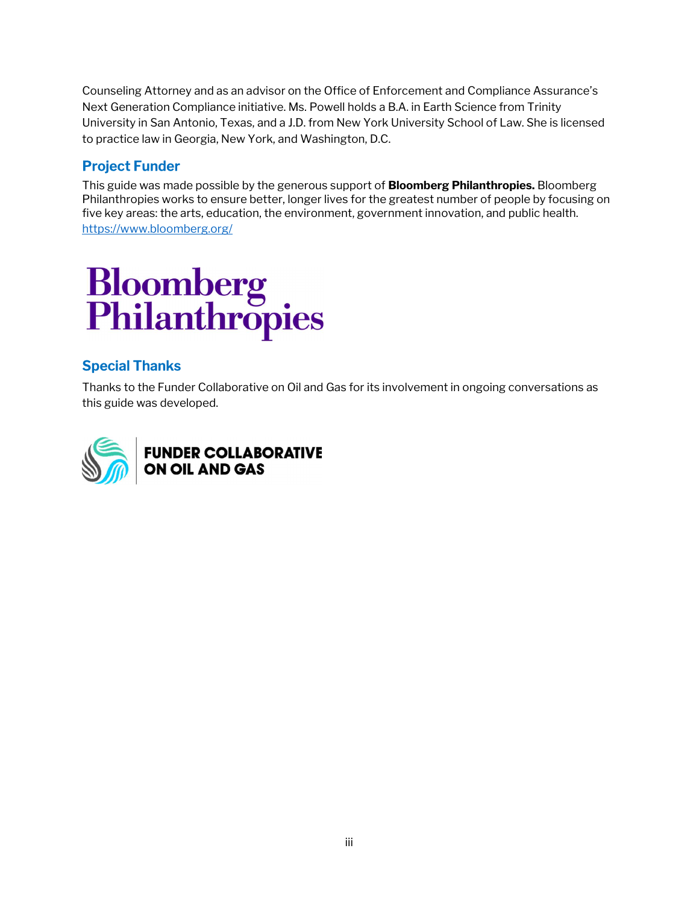Counseling Attorney and as an advisor on the Office of Enforcement and Compliance Assurance's Next Generation Compliance initiative. Ms. Powell holds a B.A. in Earth Science from Trinity University in San Antonio, Texas, and a J.D. from New York University School of Law. She is licensed to practice law in Georgia, New York, and Washington, D.C.

## Project Funder

This guide was made possible by the generous support of **Bloomberg Philanthropies.** Bloomberg Philanthropies works to ensure better, longer lives for the greatest number of people by focusing on five key areas: the arts, education, the environment, government innovation, and public health. https://www.bloomberg.org/

## Special Thanks

Thanks to the Funder Collaborative on Oil and Gas for its involvement in ongoing conversations as this guide was developed.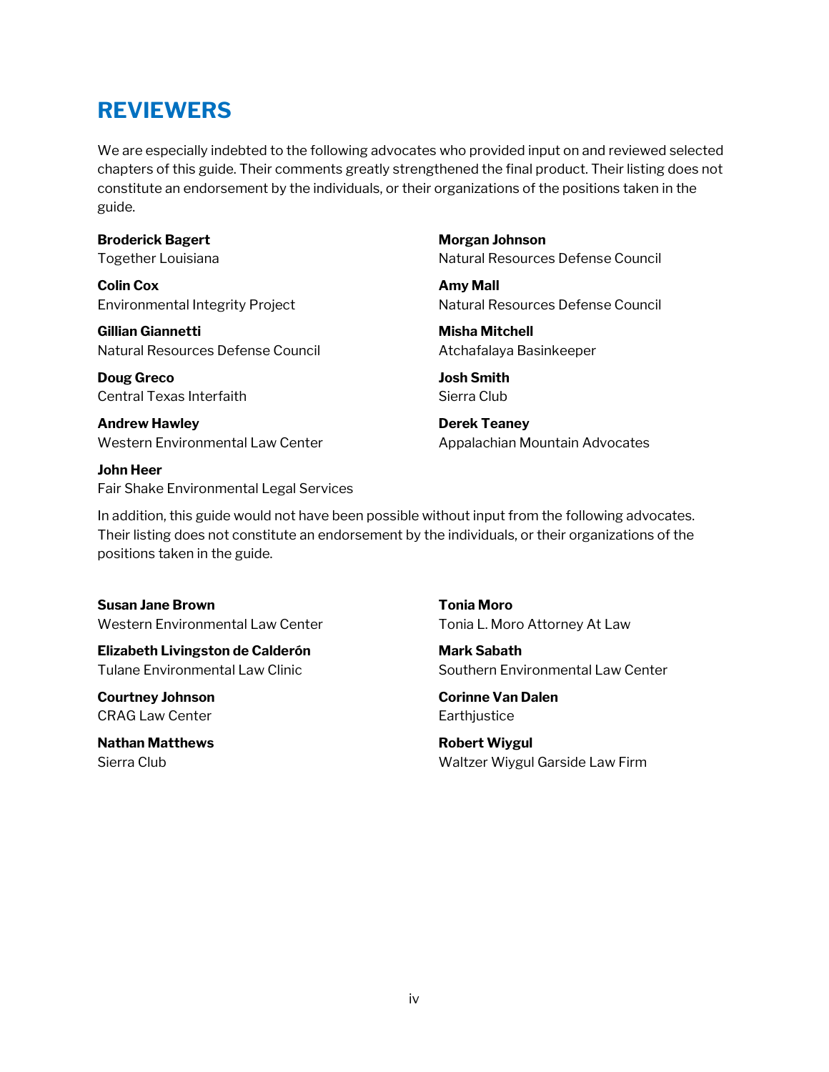# REVIEWERS

We are especially indebted to the following advocates who provided input on and reviewed selected chapters of this guide. Their comments greatly strengthened the final product. Their listing does not constitute an endorsement by the individuals, or their organizations of the positions taken in the guide.

**Broderick Bagert**
Together Louisiana

**Colin Cox**
Environmental Integrity Project

**Gillian Giannetti**
Natural Resources Defense Council

**Doug Greco**
Central Texas Interfaith

**Andrew Hawley**
Western Environmental Law Center

**John Heer**
Fair Shake Environmental Legal Services

**Morgan Johnson**
Natural Resources Defense Council

**Amy Mall**
Natural Resources Defense Council

**Misha Mitchell**
Atchafalaya Basinkeeper

**Josh Smith**
Sierra Club

**Derek Teaney**
Appalachian Mountain Advocates

In addition, this guide would not have been possible without input from the following advocates. Their listing does not constitute an endorsement by the individuals, or their organizations of the positions taken in the guide.

**Susan Jane Brown**
Western Environmental Law Center

**Elizabeth Livingston de Calderón**
Tulane Environmental Law Clinic

**Courtney Johnson**
CRAG Law Center

**Nathan Matthews**
Sierra Club

**Tonia Moro**
Tonia L. Moro Attorney At Law

**Mark Sabath**
Southern Environmental Law Center

**Corinne Van Dalen**
Earthjustice

**Robert Wiygul**
Waltzer Wiygul Garside Law Firm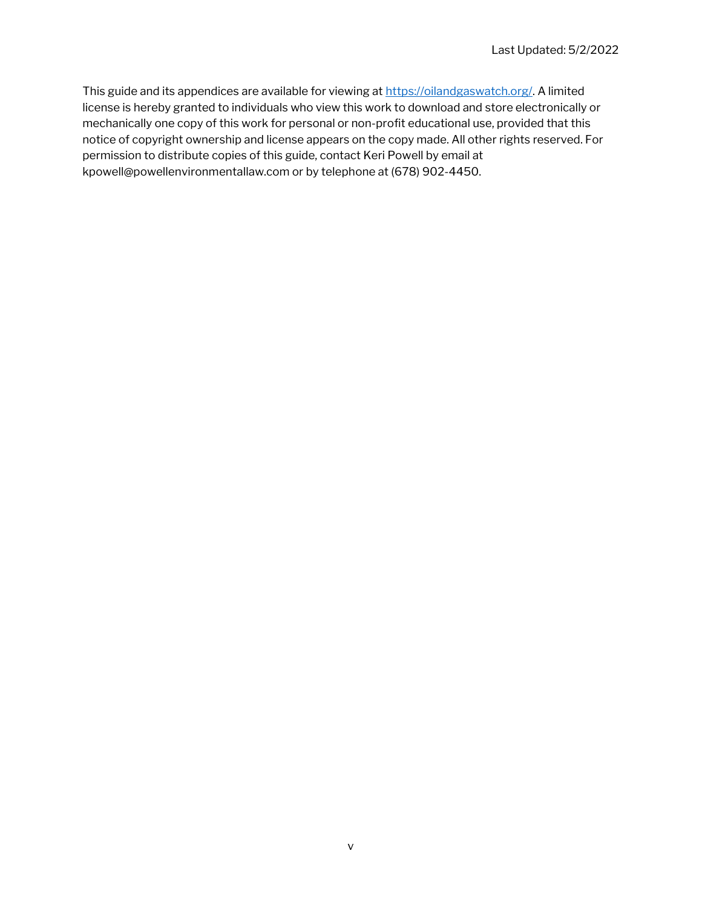Last Updated: 5/2/2022

This guide and its appendices are available for viewing at [https://oilandgaswatch.org/](https://oilandgaswatch.org/). A limited license is hereby granted to individuals who view this work to download and store electronically or mechanically one copy of this work for personal or non-profit educational use, provided that this notice of copyright ownership and license appears on the copy made. All other rights reserved. For permission to distribute copies of this guide, contact Keri Powell by email at kpowell@powellenvironmentallaw.com or by telephone at (678) 902-4450.